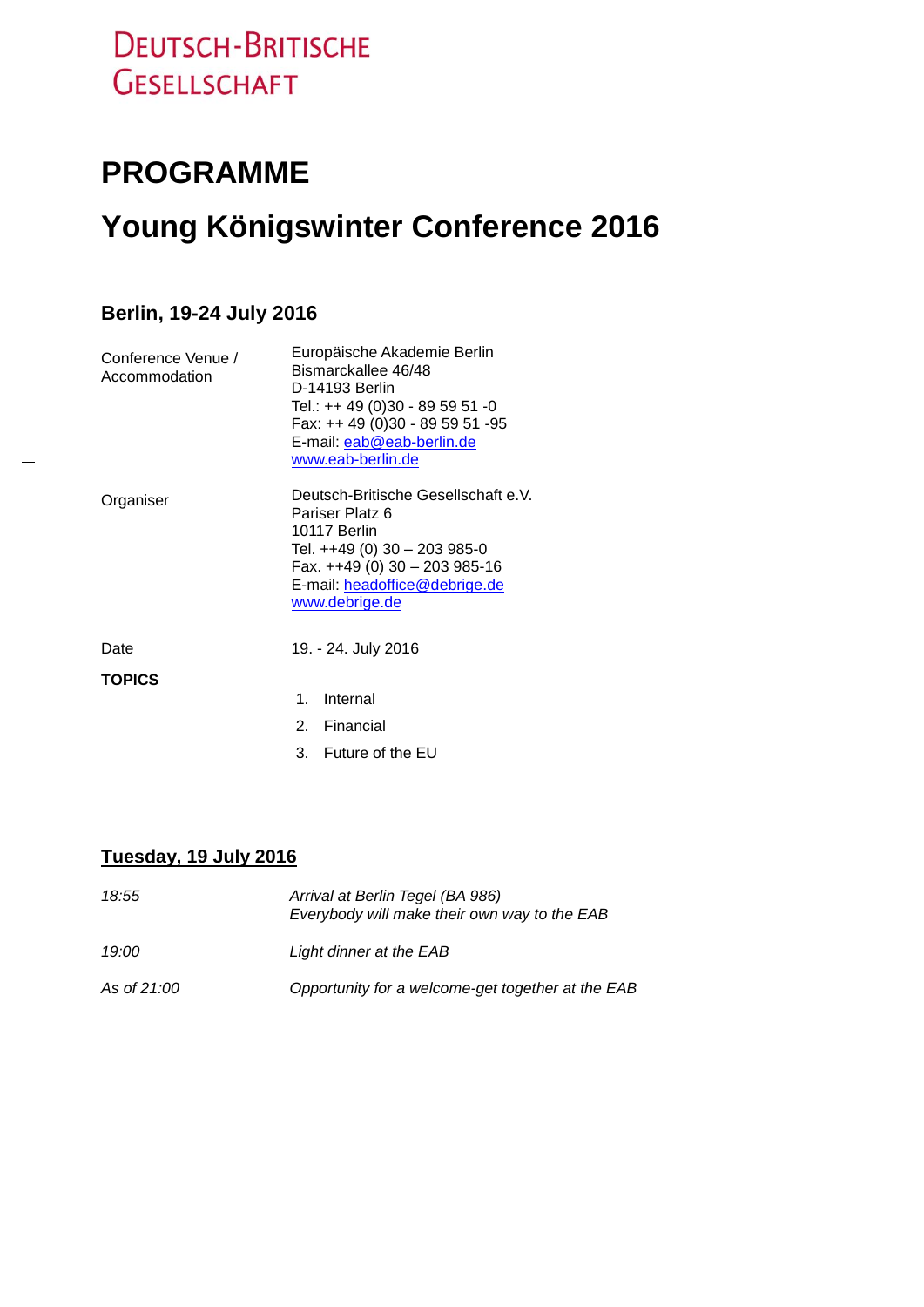DEUTSCH-BRITISCHE GESELLSCHAFT

# PROGRAMME

# Young Königswinter Conference 2016

### Berlin, 19-24 July 2016

| | |
|---|---|
| Conference Venue / Accommodation | Europäische Akademie Berlin<br>Bismarckallee 46/48<br>D-14193 Berlin<br>Tel.: ++ 49 (0)30 - 89 59 51 -0<br>Fax: ++ 49 (0)30 - 89 59 51 -95<br>E-mail: eab@eab-berlin.de<br>www.eab-berlin.de |
| Organiser | Deutsch-Britische Gesellschaft e.V.<br>Pariser Platz 6<br>10117 Berlin<br>Tel. ++49 (0) 30 – 203 985-0<br>Fax. ++49 (0) 30 – 203 985-16<br>E-mail: headoffice@debrige.de<br>www.debrige.de |
| Date | 19. - 24. July 2016 |

**TOPICS**

1. Internal
2. Financial
3. Future of the EU

### <u>Tuesday, 19 July 2016</u>

| | |
|---|---|
| *18:55* | *Arrival at Berlin Tegel (BA 986)*<br>*Everybody will make their own way to the EAB* |
| *19:00* | *Light dinner at the EAB* |
| *As of 21:00* | *Opportunity for a welcome-get together at the EAB* |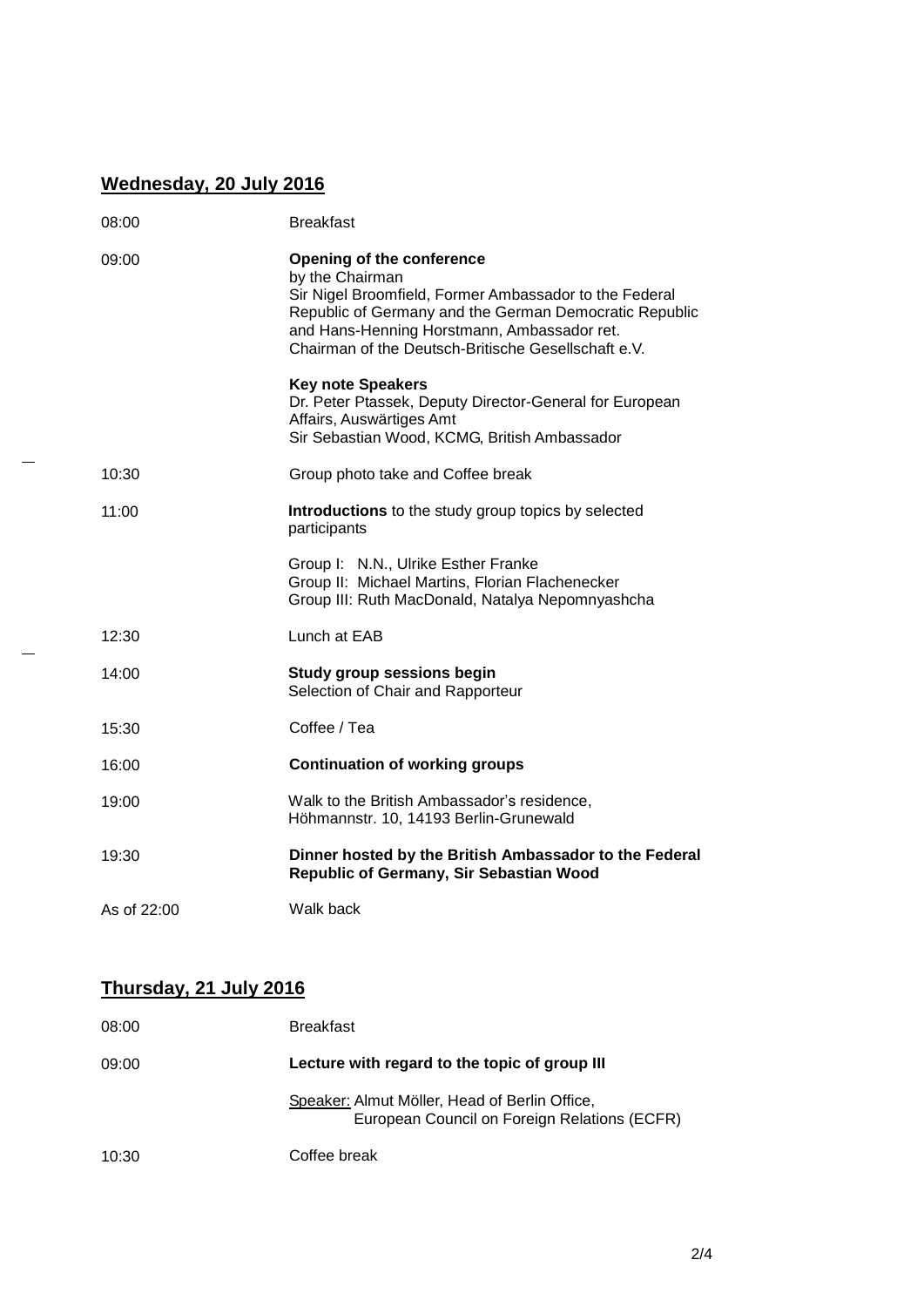## Wednesday, 20 July 2016

| | |
|---|---|
| 08:00 | Breakfast |
| 09:00 | **Opening of the conference**<br>by the Chairman<br>Sir Nigel Broomfield, Former Ambassador to the Federal Republic of Germany and the German Democratic Republic and Hans-Henning Horstmann, Ambassador ret. Chairman of the Deutsch-Britische Gesellschaft e.V.<br><br>**Key note Speakers**<br>Dr. Peter Ptassek, Deputy Director-General for European Affairs, Auswärtiges Amt<br>Sir Sebastian Wood, KCMG, British Ambassador |
| 10:30 | Group photo take and Coffee break |
| 11:00 | **Introductions** to the study group topics by selected participants<br><br>Group I: N.N., Ulrike Esther Franke<br>Group II: Michael Martins, Florian Flachenecker<br>Group III: Ruth MacDonald, Natalya Nepomnyashcha |
| 12:30 | Lunch at EAB |
| 14:00 | **Study group sessions begin**<br>Selection of Chair and Rapporteur |
| 15:30 | Coffee / Tea |
| 16:00 | **Continuation of working groups** |
| 19:00 | Walk to the British Ambassador's residence, Höhmannstr. 10, 14193 Berlin-Grunewald |
| 19:30 | **Dinner hosted by the British Ambassador to the Federal Republic of Germany, Sir Sebastian Wood** |
| As of 22:00 | Walk back |

## Thursday, 21 July 2016

| | |
|---|---|
| 08:00 | Breakfast |
| 09:00 | **Lecture with regard to the topic of group III**<br><br>Speaker: Almut Möller, Head of Berlin Office, European Council on Foreign Relations (ECFR) |
| 10:30 | Coffee break |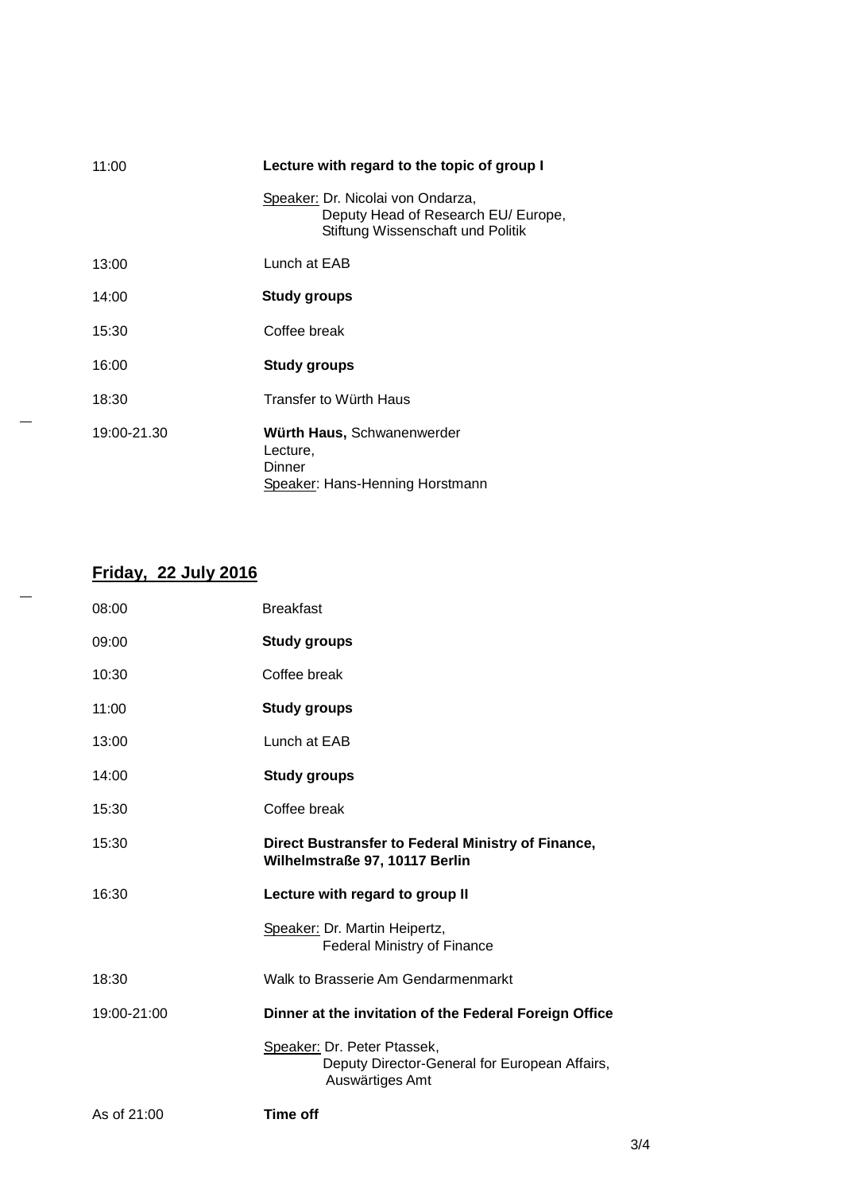| | |
|---|---|
| 11:00 | **Lecture with regard to the topic of group I** |
| | Speaker: Dr. Nicolai von Ondarza, Deputy Head of Research EU/ Europe, Stiftung Wissenschaft und Politik |
| 13:00 | Lunch at EAB |
| 14:00 | **Study groups** |
| 15:30 | Coffee break |
| 16:00 | **Study groups** |
| 18:30 | Transfer to Würth Haus |
| 19:00-21.30 | **Würth Haus,** Schwanenwerder Lecture, Dinner Speaker: Hans-Henning Horstmann |

## Friday, 22 July 2016

| | |
|---|---|
| 08:00 | Breakfast |
| 09:00 | **Study groups** |
| 10:30 | Coffee break |
| 11:00 | **Study groups** |
| 13:00 | Lunch at EAB |
| 14:00 | **Study groups** |
| 15:30 | Coffee break |
| 15:30 | **Direct Bustransfer to Federal Ministry of Finance, Wilhelmstraße 97, 10117 Berlin** |
| 16:30 | **Lecture with regard to group II** |
| | Speaker: Dr. Martin Heipertz, Federal Ministry of Finance |
| 18:30 | Walk to Brasserie Am Gendarmenmarkt |
| 19:00-21:00 | **Dinner at the invitation of the Federal Foreign Office** |
| | Speaker: Dr. Peter Ptassek, Deputy Director-General for European Affairs, Auswärtiges Amt |
| As of 21:00 | **Time off** |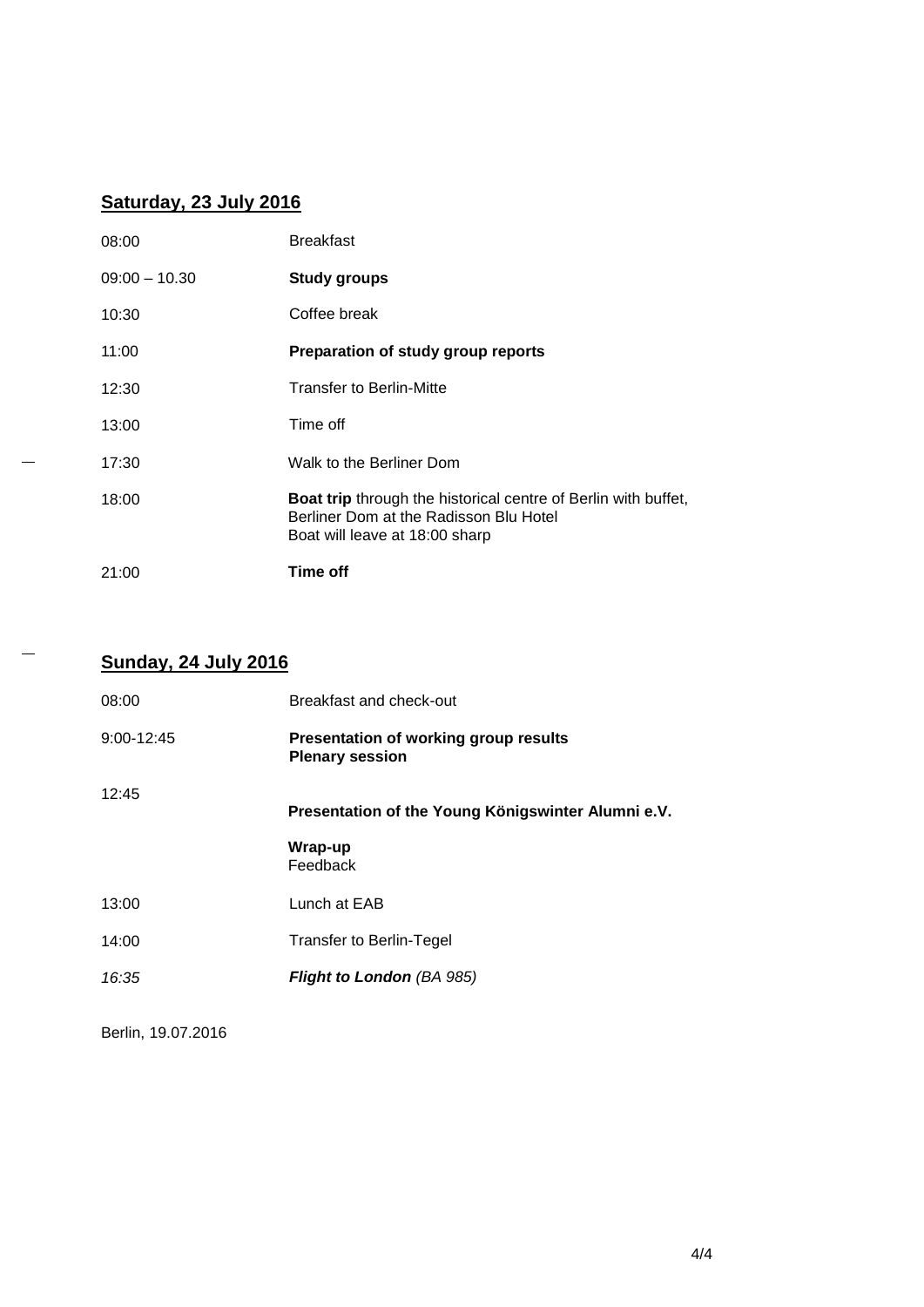## Saturday, 23 July 2016

| | |
|---|---|
| 08:00 | Breakfast |
| 09:00 – 10.30 | **Study groups** |
| 10:30 | Coffee break |
| 11:00 | **Preparation of study group reports** |
| 12:30 | Transfer to Berlin-Mitte |
| 13:00 | Time off |
| 17:30 | Walk to the Berliner Dom |
| 18:00 | **Boat trip** through the historical centre of Berlin with buffet,<br>Berliner Dom at the Radisson Blu Hotel<br>Boat will leave at 18:00 sharp |
| 21:00 | **Time off** |

## Sunday, 24 July 2016

| | |
|---|---|
| 08:00 | Breakfast and check-out |
| 9:00-12:45 | **Presentation of working group results**<br>**Plenary session** |
| 12:45 | **Presentation of the Young Königswinter Alumni e.V.**<br><br>**Wrap-up**<br>Feedback |
| 13:00 | Lunch at EAB |
| 14:00 | Transfer to Berlin-Tegel |
| *16:35* | ***Flight to London** (BA 985)* |

Berlin, 19.07.2016